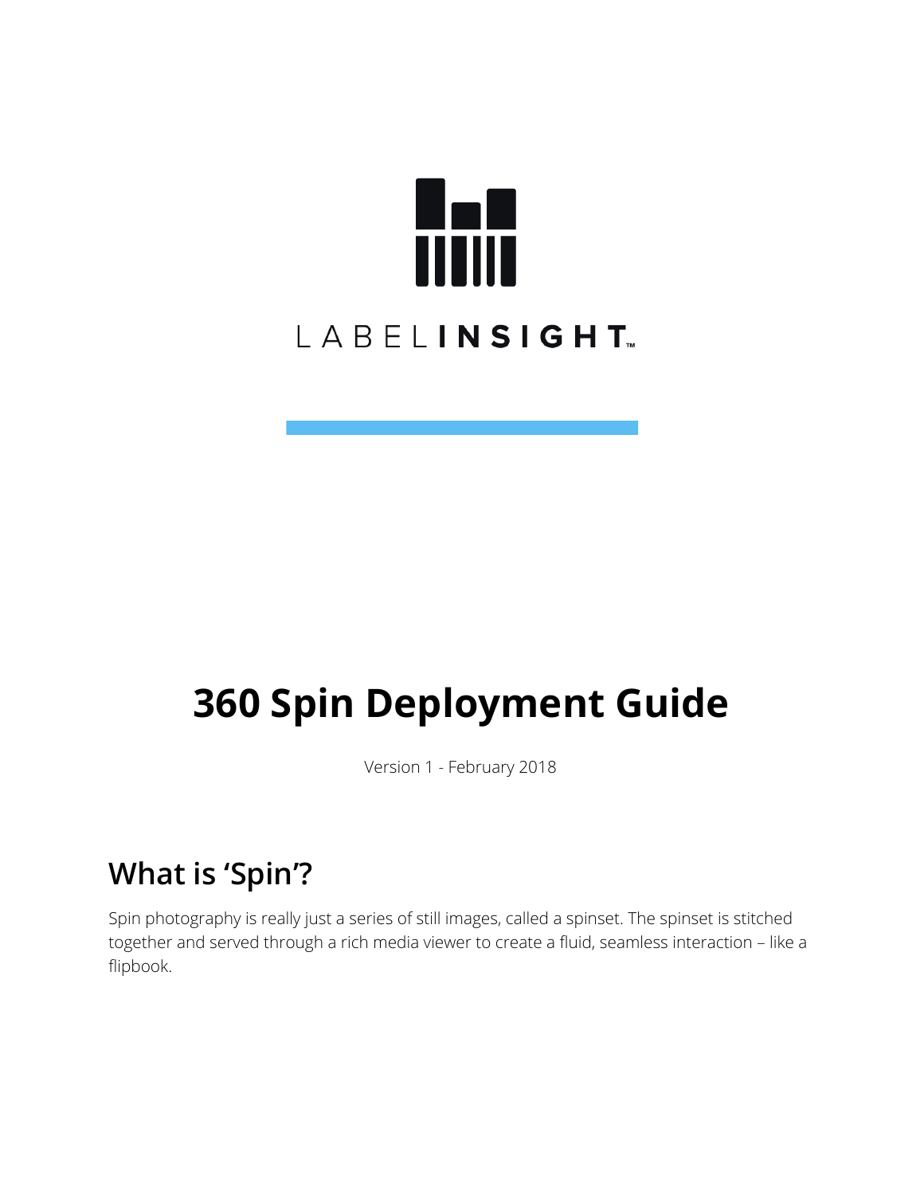LABELINSIGHT™

# 360 Spin Deployment Guide

Version 1 - February 2018

## What is 'Spin'?

Spin photography is really just a series of still images, called a spinset. The spinset is stitched together and served through a rich media viewer to create a fluid, seamless interaction – like a flipbook.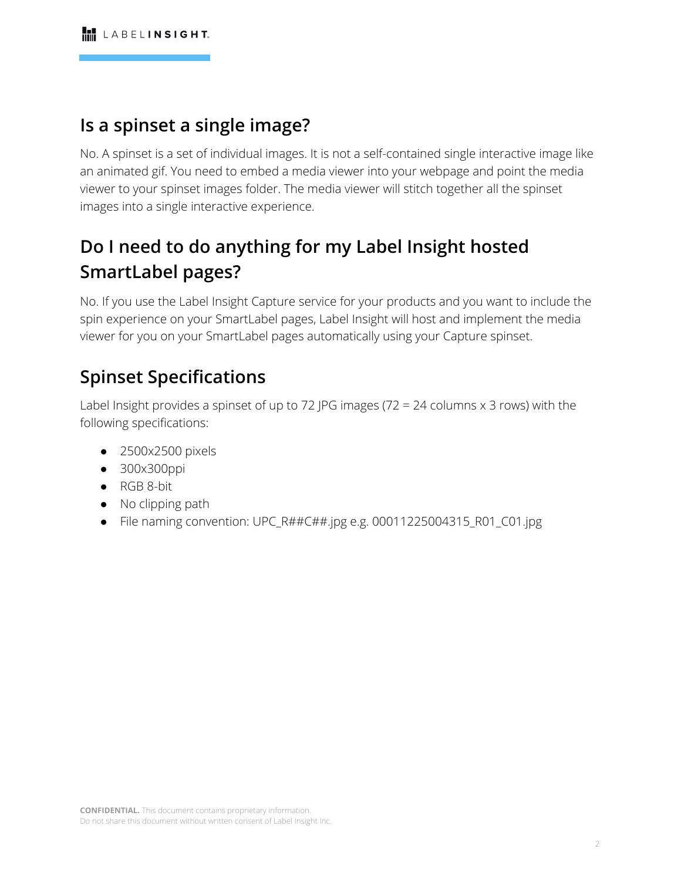## Is a spinset a single image?

No. A spinset is a set of individual images. It is not a self-contained single interactive image like an animated gif. You need to embed a media viewer into your webpage and point the media viewer to your spinset images folder. The media viewer will stitch together all the spinset images into a single interactive experience.

## Do I need to do anything for my Label Insight hosted SmartLabel pages?

No. If you use the Label Insight Capture service for your products and you want to include the spin experience on your SmartLabel pages, Label Insight will host and implement the media viewer for you on your SmartLabel pages automatically using your Capture spinset.

## Spinset Specifications

Label Insight provides a spinset of up to 72 JPG images (72 = 24 columns x 3 rows) with the following specifications:

- 2500x2500 pixels
- 300x300ppi
- RGB 8-bit
- No clipping path
- File naming convention: UPC_R##C##.jpg e.g. 00011225004315_R01_C01.jpg

**CONFIDENTIAL.** This document contains proprietary information.
Do not share this document without written consent of Label Insight Inc.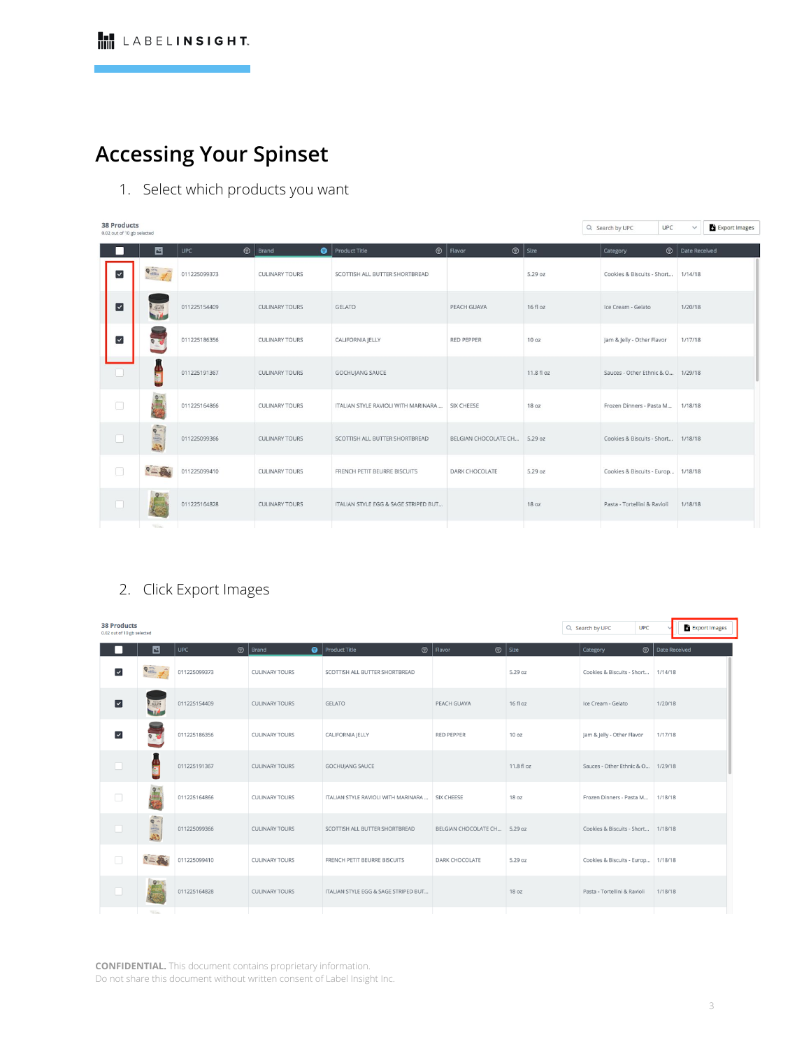# Accessing Your Spinset

1. Select which products you want

**38 Products**
0.02 out of 10 gb selected

Search by UPC | UPC | Export Images

| ☐ | Image | UPC | Brand | Product Title | Flavor | Size | Category | Date Received |
|---|---|---|---|---|---|---|---|---|
| ☑ | | 011225099373 | CULINARY TOURS | SCOTTISH ALL BUTTER SHORTBREAD | | 5.29 oz | Cookies & Biscuits - Short... | 1/14/18 |
| ☑ | | 011225154409 | CULINARY TOURS | GELATO | PEACH GUAVA | 16 fl oz | Ice Cream - Gelato | 1/20/18 |
| ☑ | | 011225186356 | CULINARY TOURS | CALIFORNIA JELLY | RED PEPPER | 10 oz | Jam & Jelly - Other Flavor | 1/17/18 |
| ☐ | | 011225191367 | CULINARY TOURS | GOCHUJANG SAUCE | | 11.8 fl oz | Sauces - Other Ethnic & O... | 1/29/18 |
| ☐ | | 011225164866 | CULINARY TOURS | ITALIAN STYLE RAVIOLI WITH MARINARA ... | SIX CHEESE | 18 oz | Frozen Dinners - Pasta M... | 1/18/18 |
| ☐ | | 011225099366 | CULINARY TOURS | SCOTTISH ALL BUTTER SHORTBREAD | BELGIAN CHOCOLATE CH... | 5.29 oz | Cookies & Biscuits - Short... | 1/18/18 |
| ☐ | | 011225099410 | CULINARY TOURS | FRENCH PETIT BEURRE BISCUITS | DARK CHOCOLATE | 5.29 oz | Cookies & Biscuits - Europ... | 1/18/18 |
| ☐ | | 011225164828 | CULINARY TOURS | ITALIAN STYLE EGG & SAGE STRIPED BUT... | | 18 oz | Pasta - Tortellini & Ravioli | 1/18/18 |

2. Click Export Images

**38 Products**
0.02 out of 10 gb selected

Search by UPC | UPC | Export Images

| ☐ | Image | UPC | Brand | Product Title | Flavor | Size | Category | Date Received |
|---|---|---|---|---|---|---|---|---|
| ☑ | | 011225099373 | CULINARY TOURS | SCOTTISH ALL BUTTER SHORTBREAD | | 5.29 oz | Cookies & Biscuits - Short... | 1/14/18 |
| ☑ | | 011225154409 | CULINARY TOURS | GELATO | PEACH GUAVA | 16 fl oz | Ice Cream - Gelato | 1/20/18 |
| ☑ | | 011225186356 | CULINARY TOURS | CALIFORNIA JELLY | RED PEPPER | 10 oz | Jam & Jelly - Other Flavor | 1/17/18 |
| ☐ | | 011225191367 | CULINARY TOURS | GOCHUJANG SAUCE | | 11.8 fl oz | Sauces - Other Ethnic & O... | 1/29/18 |
| ☐ | | 011225164866 | CULINARY TOURS | ITALIAN STYLE RAVIOLI WITH MARINARA ... | SIX CHEESE | 18 oz | Frozen Dinners - Pasta M... | 1/18/18 |
| ☐ | | 011225099366 | CULINARY TOURS | SCOTTISH ALL BUTTER SHORTBREAD | BELGIAN CHOCOLATE CH... | 5.29 oz | Cookies & Biscuits - Short... | 1/18/18 |
| ☐ | | 011225099410 | CULINARY TOURS | FRENCH PETIT BEURRE BISCUITS | DARK CHOCOLATE | 5.29 oz | Cookies & Biscuits - Europ... | 1/18/18 |
| ☐ | | 011225164828 | CULINARY TOURS | ITALIAN STYLE EGG & SAGE STRIPED BUT... | | 18 oz | Pasta - Tortellini & Ravioli | 1/18/18 |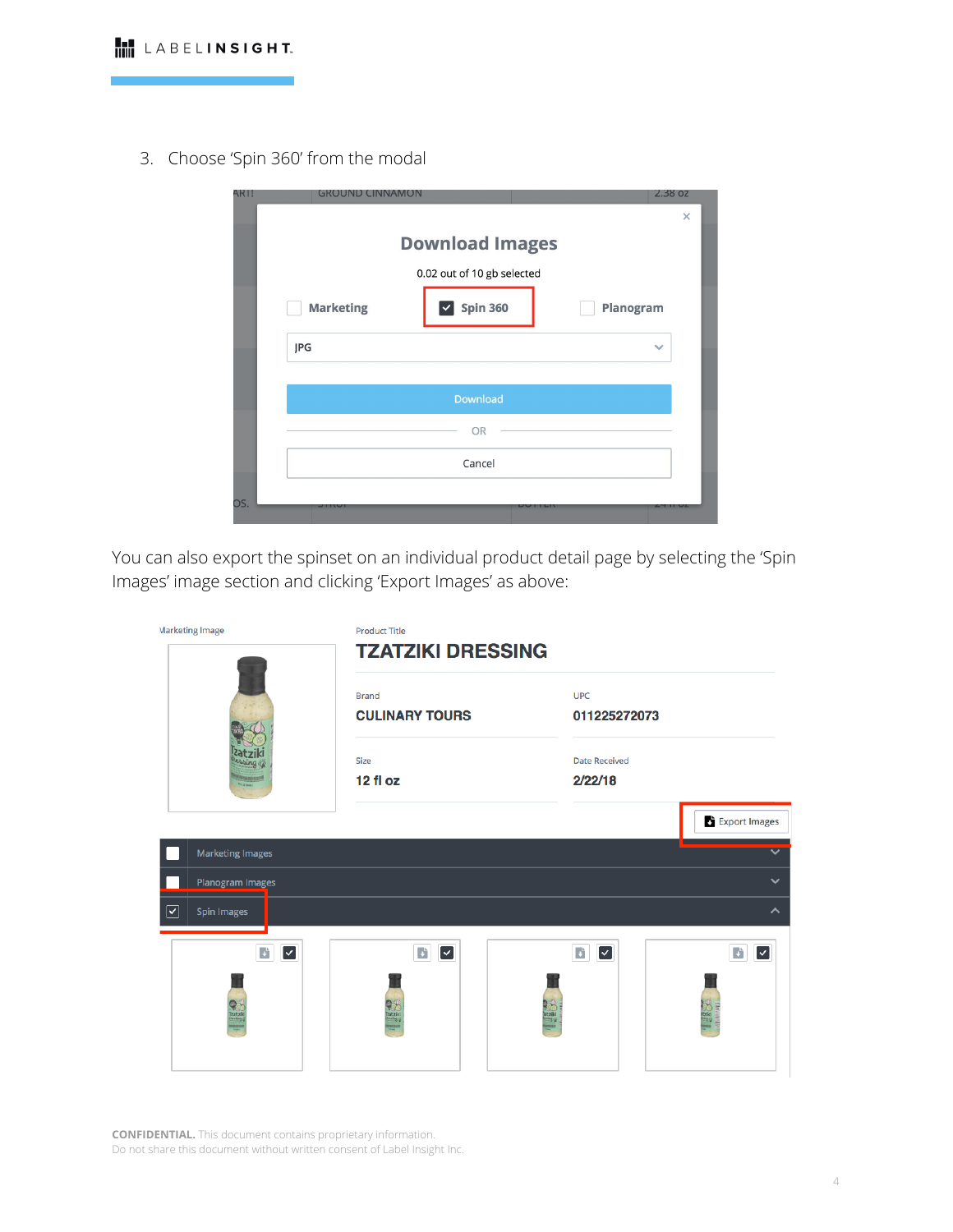3. Choose 'Spin 360' from the modal

You can also export the spinset on an individual product detail page by selecting the 'Spin Images' image section and clicking 'Export Images' as above:

**CONFIDENTIAL.** This document contains proprietary information.
Do not share this document without written consent of Label Insight Inc.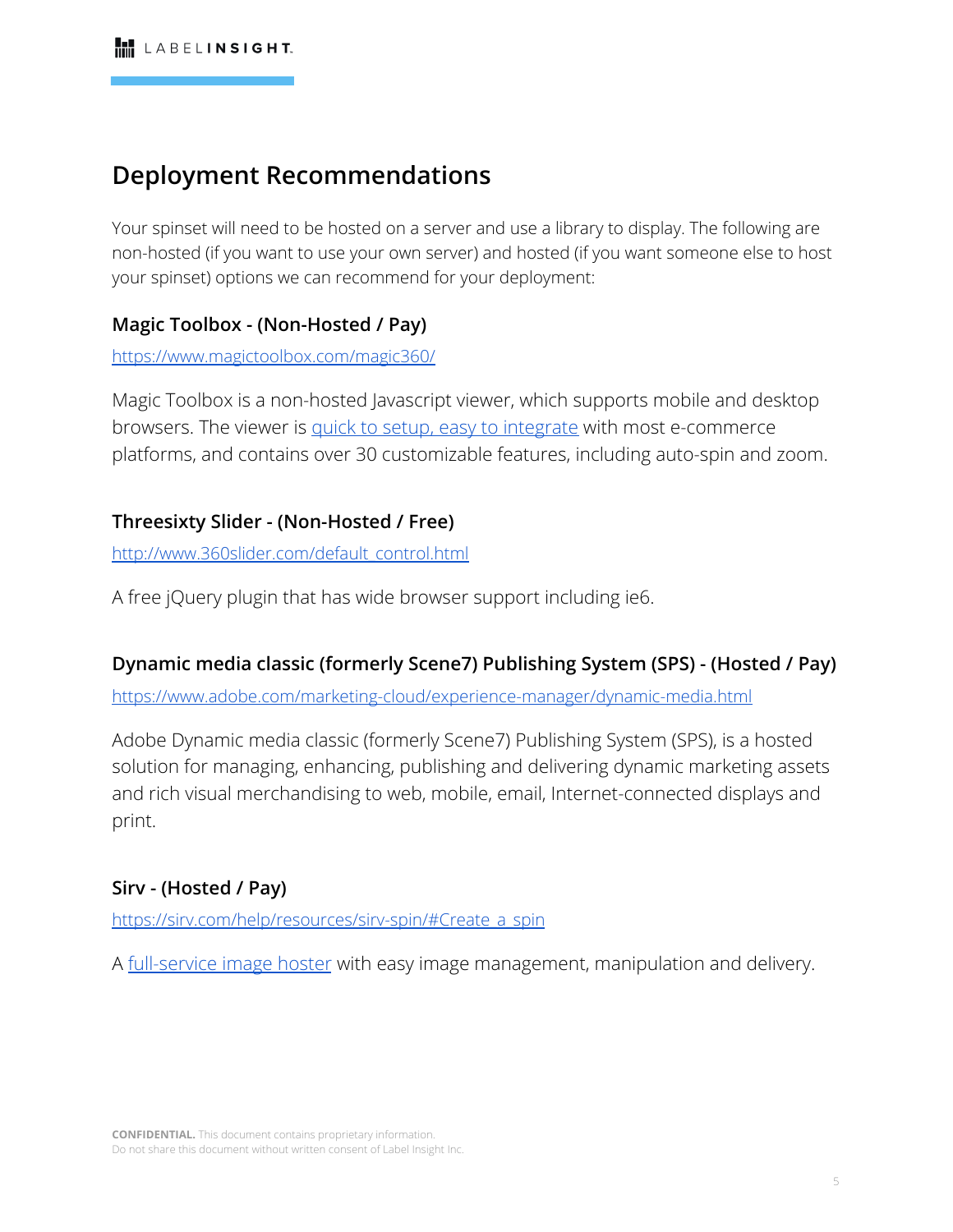## Deployment Recommendations

Your spinset will need to be hosted on a server and use a library to display. The following are non-hosted (if you want to use your own server) and hosted (if you want someone else to host your spinset) options we can recommend for your deployment:

### Magic Toolbox - (Non-Hosted / Pay)

https://www.magictoolbox.com/magic360/

Magic Toolbox is a non-hosted Javascript viewer, which supports mobile and desktop browsers. The viewer is quick to setup, easy to integrate with most e-commerce platforms, and contains over 30 customizable features, including auto-spin and zoom.

### Threesixty Slider - (Non-Hosted / Free)

http://www.360slider.com/default_control.html

A free jQuery plugin that has wide browser support including ie6.

### Dynamic media classic (formerly Scene7) Publishing System (SPS) - (Hosted / Pay)

https://www.adobe.com/marketing-cloud/experience-manager/dynamic-media.html

Adobe Dynamic media classic (formerly Scene7) Publishing System (SPS), is a hosted solution for managing, enhancing, publishing and delivering dynamic marketing assets and rich visual merchandising to web, mobile, email, Internet-connected displays and print.

### Sirv - (Hosted / Pay)

https://sirv.com/help/resources/sirv-spin/#Create_a_spin

A full-service image hoster with easy image management, manipulation and delivery.

**CONFIDENTIAL.** This document contains proprietary information.
Do not share this document without written consent of Label Insight Inc.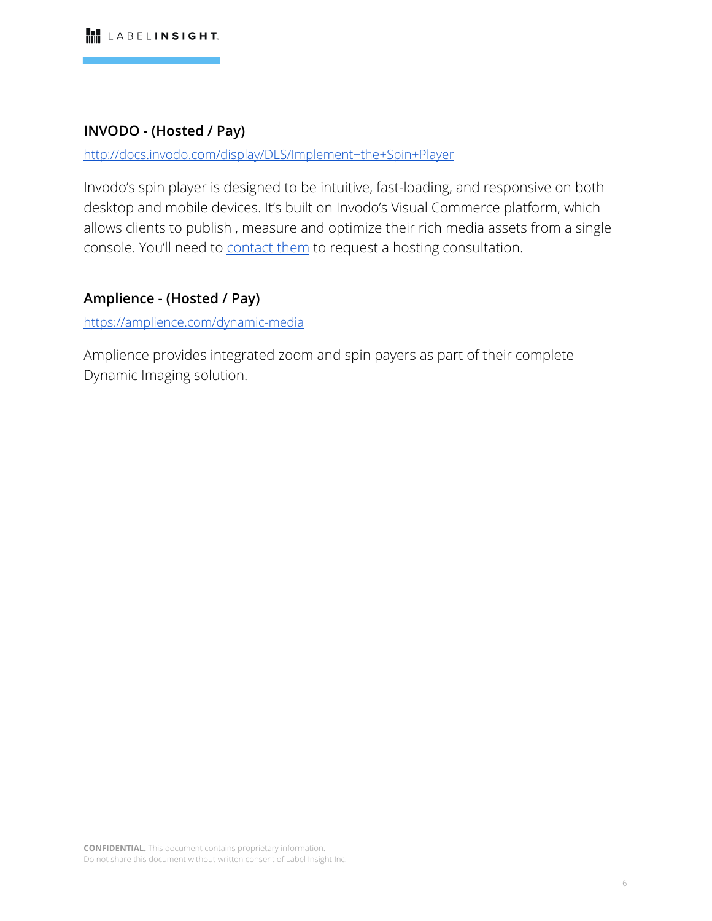### INVODO - (Hosted / Pay)

http://docs.invodo.com/display/DLS/Implement+the+Spin+Player

Invodo's spin player is designed to be intuitive, fast-loading, and responsive on both desktop and mobile devices. It's built on Invodo's Visual Commerce platform, which allows clients to publish , measure and optimize their rich media assets from a single console. You'll need to contact them to request a hosting consultation.

### Amplience - (Hosted / Pay)

https://amplience.com/dynamic-media

Amplience provides integrated zoom and spin payers as part of their complete Dynamic Imaging solution.

**CONFIDENTIAL.** This document contains proprietary information.
Do not share this document without written consent of Label Insight Inc.